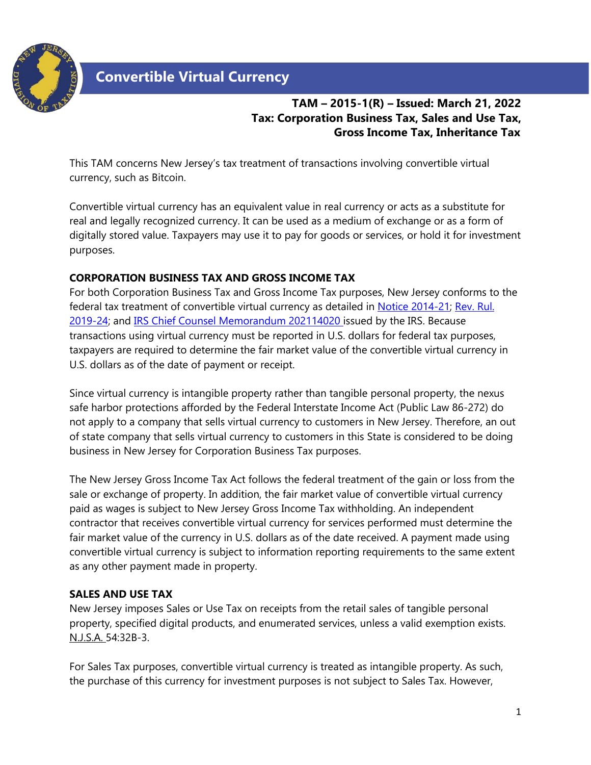# Convertible Virtual Currency

**TAM – 2015-1(R) – Issued: March 21, 2022**
**Tax: Corporation Business Tax, Sales and Use Tax, Gross Income Tax, Inheritance Tax**

This TAM concerns New Jersey's tax treatment of transactions involving convertible virtual currency, such as Bitcoin.

Convertible virtual currency has an equivalent value in real currency or acts as a substitute for real and legally recognized currency. It can be used as a medium of exchange or as a form of digitally stored value. Taxpayers may use it to pay for goods or services, or hold it for investment purposes.

## CORPORATION BUSINESS TAX AND GROSS INCOME TAX

For both Corporation Business Tax and Gross Income Tax purposes, New Jersey conforms to the federal tax treatment of convertible virtual currency as detailed in Notice 2014-21; Rev. Rul. 2019-24; and IRS Chief Counsel Memorandum 202114020 issued by the IRS. Because transactions using virtual currency must be reported in U.S. dollars for federal tax purposes, taxpayers are required to determine the fair market value of the convertible virtual currency in U.S. dollars as of the date of payment or receipt.

Since virtual currency is intangible property rather than tangible personal property, the nexus safe harbor protections afforded by the Federal Interstate Income Act (Public Law 86-272) do not apply to a company that sells virtual currency to customers in New Jersey. Therefore, an out of state company that sells virtual currency to customers in this State is considered to be doing business in New Jersey for Corporation Business Tax purposes.

The New Jersey Gross Income Tax Act follows the federal treatment of the gain or loss from the sale or exchange of property. In addition, the fair market value of convertible virtual currency paid as wages is subject to New Jersey Gross Income Tax withholding. An independent contractor that receives convertible virtual currency for services performed must determine the fair market value of the currency in U.S. dollars as of the date received. A payment made using convertible virtual currency is subject to information reporting requirements to the same extent as any other payment made in property.

## SALES AND USE TAX

New Jersey imposes Sales or Use Tax on receipts from the retail sales of tangible personal property, specified digital products, and enumerated services, unless a valid exemption exists. N.J.S.A. 54:32B-3.

For Sales Tax purposes, convertible virtual currency is treated as intangible property. As such, the purchase of this currency for investment purposes is not subject to Sales Tax. However,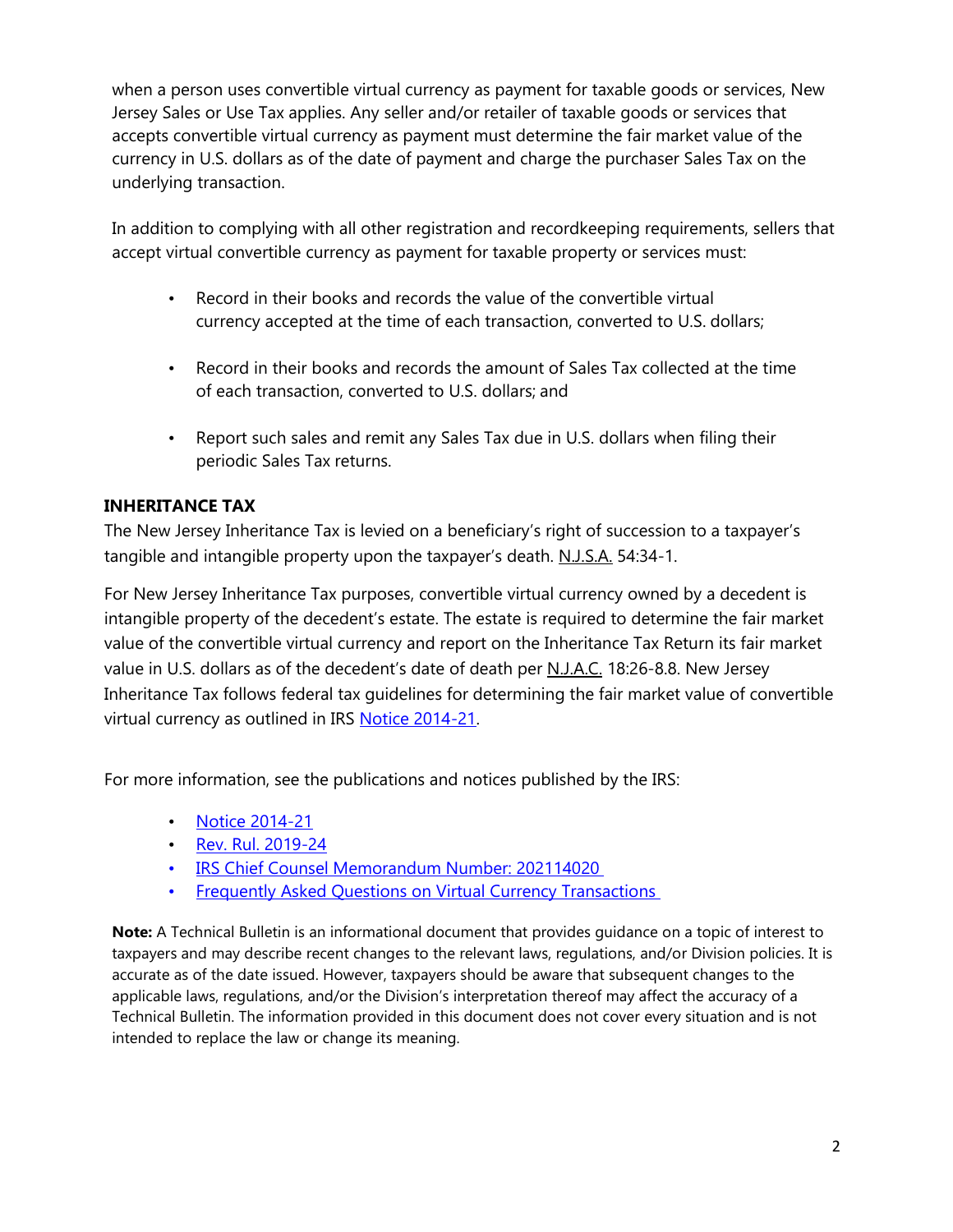when a person uses convertible virtual currency as payment for taxable goods or services, New Jersey Sales or Use Tax applies. Any seller and/or retailer of taxable goods or services that accepts convertible virtual currency as payment must determine the fair market value of the currency in U.S. dollars as of the date of payment and charge the purchaser Sales Tax on the underlying transaction.

In addition to complying with all other registration and recordkeeping requirements, sellers that accept virtual convertible currency as payment for taxable property or services must:

- Record in their books and records the value of the convertible virtual currency accepted at the time of each transaction, converted to U.S. dollars;
- Record in their books and records the amount of Sales Tax collected at the time of each transaction, converted to U.S. dollars; and
- Report such sales and remit any Sales Tax due in U.S. dollars when filing their periodic Sales Tax returns.

**INHERITANCE TAX**

The New Jersey Inheritance Tax is levied on a beneficiary's right of succession to a taxpayer's tangible and intangible property upon the taxpayer's death. N.J.S.A. 54:34-1.

For New Jersey Inheritance Tax purposes, convertible virtual currency owned by a decedent is intangible property of the decedent's estate. The estate is required to determine the fair market value of the convertible virtual currency and report on the Inheritance Tax Return its fair market value in U.S. dollars as of the decedent's date of death per N.J.A.C. 18:26-8.8. New Jersey Inheritance Tax follows federal tax guidelines for determining the fair market value of convertible virtual currency as outlined in IRS Notice 2014-21.

For more information, see the publications and notices published by the IRS:

- Notice 2014-21
- Rev. Rul. 2019-24
- IRS Chief Counsel Memorandum Number: 202114020
- Frequently Asked Questions on Virtual Currency Transactions

**Note:** A Technical Bulletin is an informational document that provides guidance on a topic of interest to taxpayers and may describe recent changes to the relevant laws, regulations, and/or Division policies. It is accurate as of the date issued. However, taxpayers should be aware that subsequent changes to the applicable laws, regulations, and/or the Division's interpretation thereof may affect the accuracy of a Technical Bulletin. The information provided in this document does not cover every situation and is not intended to replace the law or change its meaning.